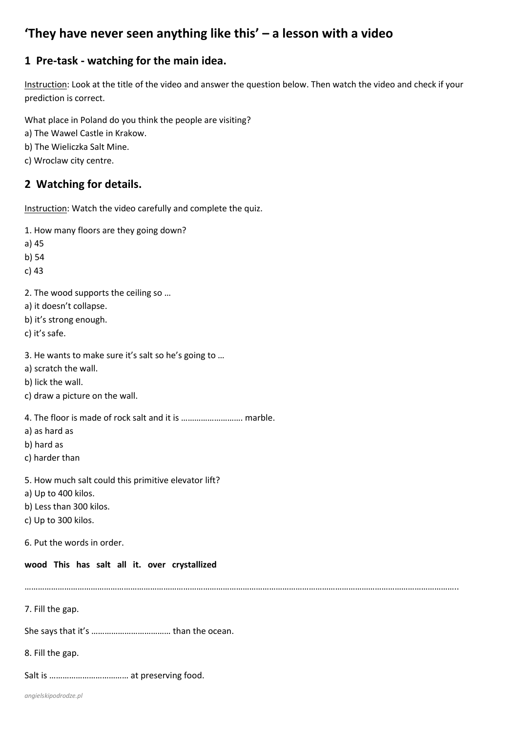# ‘They have never seen anything like this’ – a lesson with a video

## 1 Pre-task - watching for the main idea.

Instruction: Look at the title of the video and answer the question below. Then watch the video and check if your prediction is correct.

What place in Poland do you think the people are visiting?
a) The Wawel Castle in Krakow.
b) The Wieliczka Salt Mine.
c) Wroclaw city centre.

## 2 Watching for details.

Instruction: Watch the video carefully and complete the quiz.

1. How many floors are they going down?
a) 45
b) 54
c) 43

2. The wood supports the ceiling so …
a) it doesn’t collapse.
b) it’s strong enough.
c) it’s safe.

3. He wants to make sure it’s salt so he’s going to …
a) scratch the wall.
b) lick the wall.
c) draw a picture on the wall.

4. The floor is made of rock salt and it is ………………………. marble.
a) as hard as
b) hard as
c) harder than

5. How much salt could this primitive elevator lift?
a) Up to 400 kilos.
b) Less than 300 kilos.
c) Up to 300 kilos.

6. Put the words in order.

**wood This has salt all it. over crystallized**

…………………………………………………………………………………………………………………………………………………………………..

7. Fill the gap.

She says that it’s ……………………………… than the ocean.

8. Fill the gap.

Salt is ……………………………… at preserving food.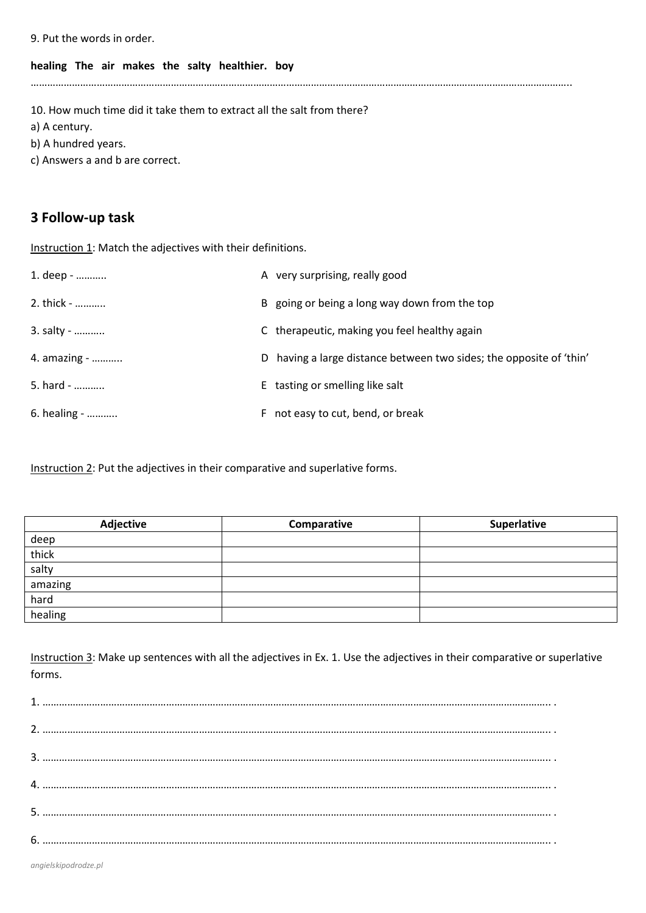9. Put the words in order.

**healing The air makes the salty healthier. boy**

………………………………………………………………………………………………………………………………………………………………………..

10. How much time did it take them to extract all the salt from there?

a) A century.

b) A hundred years.

c) Answers a and b are correct.

## 3 Follow-up task

Instruction 1: Match the adjectives with their definitions.

1. deep - ………..
2. thick - ………..
3. salty - ………..
4. amazing - ………..
5. hard - ………..
6. healing - ………..

A very surprising, really good

B going or being a long way down from the top

C therapeutic, making you feel healthy again

D having a large distance between two sides; the opposite of 'thin'

E tasting or smelling like salt

F not easy to cut, bend, or break

Instruction 2: Put the adjectives in their comparative and superlative forms.

| Adjective | Comparative | Superlative |
|---|---|---|
| deep | | |
| thick | | |
| salty | | |
| amazing | | |
| hard | | |
| healing | | |

Instruction 3: Make up sentences with all the adjectives in Ex. 1. Use the adjectives in their comparative or superlative forms.

1. ……………………………………………………………………………………………………………………………………………………….. .
2. ……………………………………………………………………………………………………………………………………………………….. .
3. ……………………………………………………………………………………………………………………………………………………….. .
4. ……………………………………………………………………………………………………………………………………………………….. .
5. ……………………………………………………………………………………………………………………………………………………….. .
6. ……………………………………………………………………………………………………………………………………………………….. .